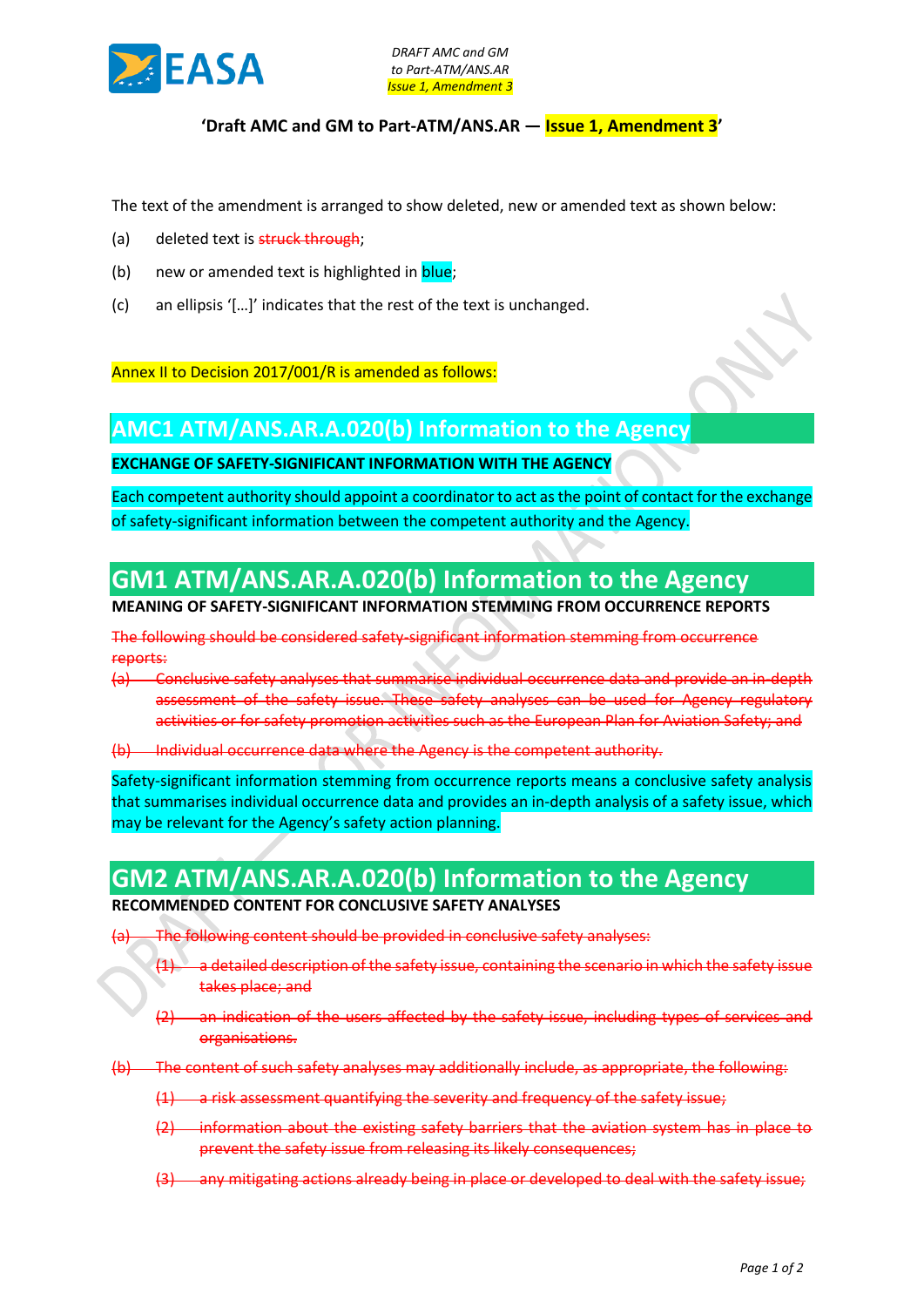**'Draft AMC and GM to Part-ATM/ANS.AR — Issue 1, Amendment 3'**

The text of the amendment is arranged to show deleted, new or amended text as shown below:

(a) deleted text is ~~struck through~~;

(b) new or amended text is highlighted in blue;

(c) an ellipsis '[…]' indicates that the rest of the text is unchanged.

Annex II to Decision 2017/001/R is amended as follows:

# AMC1 ATM/ANS.AR.A.020(b) Information to the Agency

**EXCHANGE OF SAFETY-SIGNIFICANT INFORMATION WITH THE AGENCY**

Each competent authority should appoint a coordinator to act as the point of contact for the exchange of safety-significant information between the competent authority and the Agency.

# GM1 ATM/ANS.AR.A.020(b) Information to the Agency

**MEANING OF SAFETY-SIGNIFICANT INFORMATION STEMMING FROM OCCURRENCE REPORTS**

~~The following should be considered safety-significant information stemming from occurrence reports:~~

~~(a) Conclusive safety analyses that summarise individual occurrence data and provide an in-depth assessment of the safety issue. These safety analyses can be used for Agency regulatory activities or for safety promotion activities such as the European Plan for Aviation Safety; and~~

~~(b) Individual occurrence data where the Agency is the competent authority.~~

Safety-significant information stemming from occurrence reports means a conclusive safety analysis that summarises individual occurrence data and provides an in-depth analysis of a safety issue, which may be relevant for the Agency's safety action planning.

# GM2 ATM/ANS.AR.A.020(b) Information to the Agency

**RECOMMENDED CONTENT FOR CONCLUSIVE SAFETY ANALYSES**

~~(a) The following content should be provided in conclusive safety analyses:~~

~~(1) a detailed description of the safety issue, containing the scenario in which the safety issue takes place; and~~

~~(2) an indication of the users affected by the safety issue, including types of services and organisations.~~

~~(b) The content of such safety analyses may additionally include, as appropriate, the following:~~

~~(1) a risk assessment quantifying the severity and frequency of the safety issue;~~

~~(2) information about the existing safety barriers that the aviation system has in place to prevent the safety issue from releasing its likely consequences;~~

~~(3) any mitigating actions already being in place or developed to deal with the safety issue;~~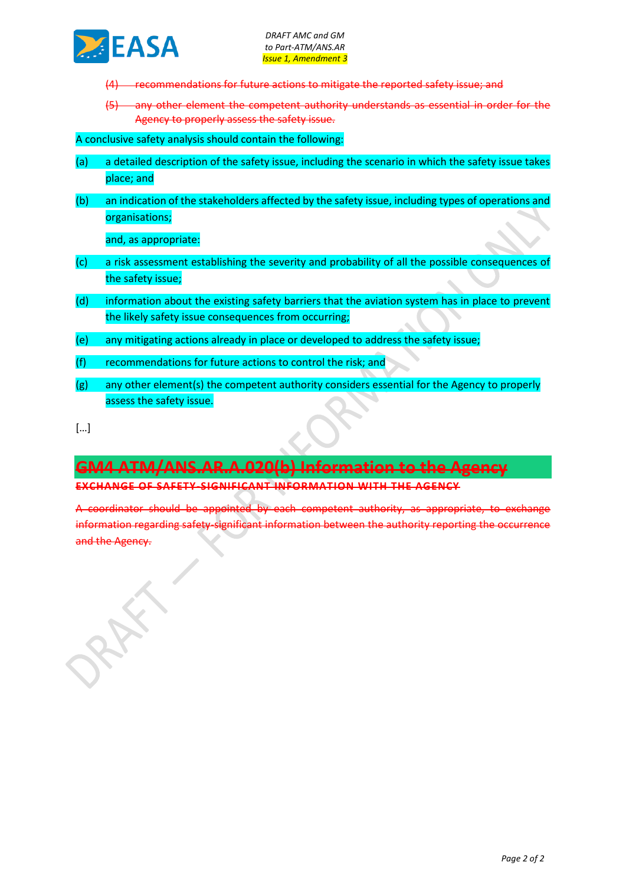~~(4) recommendations for future actions to mitigate the reported safety issue; and~~

~~(5) any other element the competent authority understands as essential in order for the Agency to properly assess the safety issue.~~

A conclusive safety analysis should contain the following:

(a) a detailed description of the safety issue, including the scenario in which the safety issue takes place; and

(b) an indication of the stakeholders affected by the safety issue, including types of operations and organisations;

and, as appropriate:

(c) a risk assessment establishing the severity and probability of all the possible consequences of the safety issue;

(d) information about the existing safety barriers that the aviation system has in place to prevent the likely safety issue consequences from occurring;

(e) any mitigating actions already in place or developed to address the safety issue;

(f) recommendations for future actions to control the risk; and

(g) any other element(s) the competent authority considers essential for the Agency to properly assess the safety issue.

[...]

## ~~GM4 ATM/ANS.AR.A.020(b) Information to the Agency~~

**~~EXCHANGE OF SAFETY-SIGNIFICANT INFORMATION WITH THE AGENCY~~**

~~A coordinator should be appointed by each competent authority, as appropriate, to exchange information regarding safety-significant information between the authority reporting the occurrence and the Agency.~~